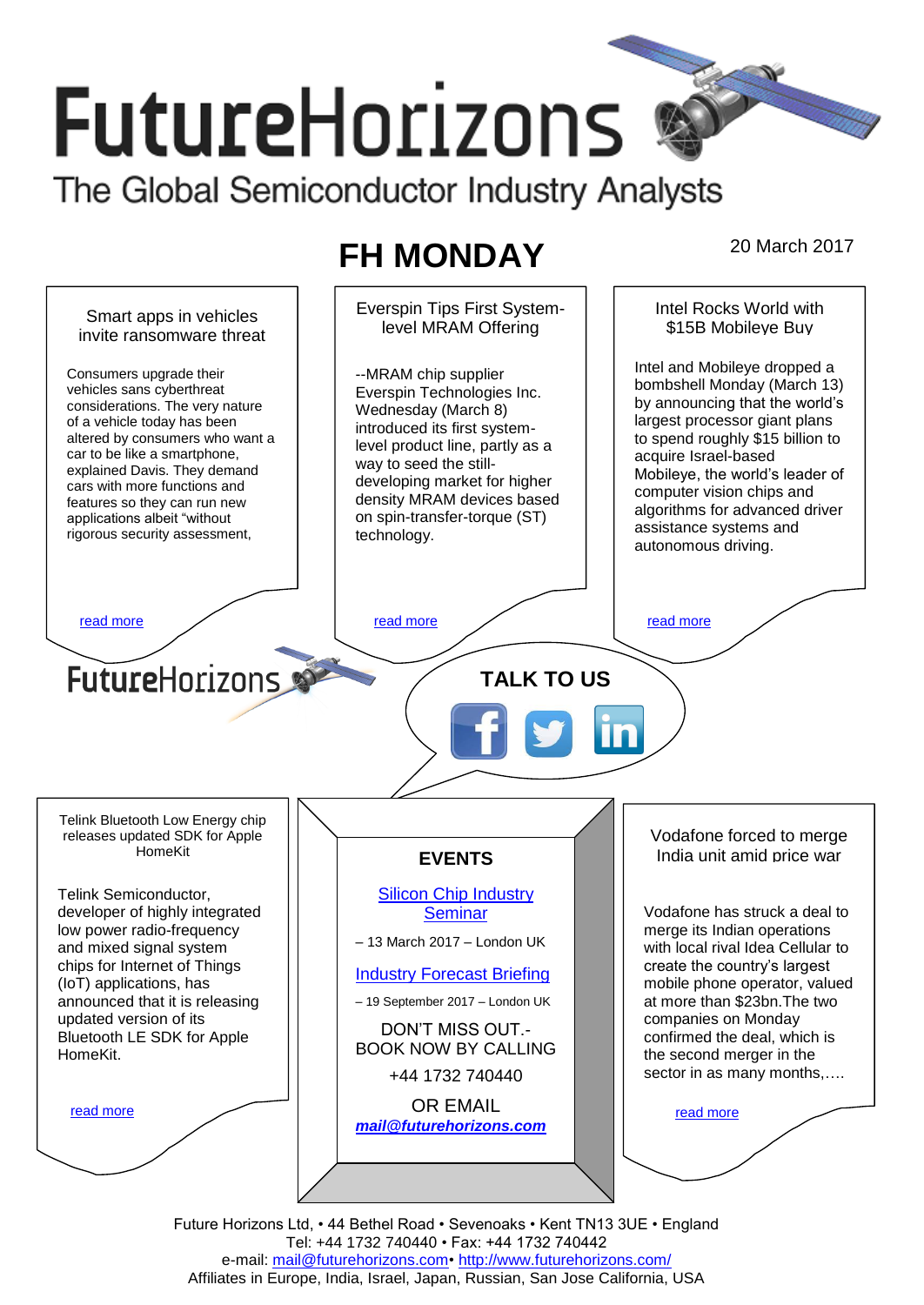# FutureHorizons

The Global Semiconductor Industry Analysts

## FH MONDAY

20 March 2017

### Smart apps in vehicles invite ransomware threat

Consumers upgrade their vehicles sans cyberthreat considerations. The very nature of a vehicle today has been altered by consumers who want a car to be like a smartphone, explained Davis. They demand cars with more functions and features so they can run new applications albeit "without rigorous security assessment,

read more

### Everspin Tips First System-level MRAM Offering

--MRAM chip supplier Everspin Technologies Inc. Wednesday (March 8) introduced its first system-level product line, partly as a way to seed the still-developing market for higher density MRAM devices based on spin-transfer-torque (ST) technology.

read more

### Intel Rocks World with $15B Mobileye Buy

Intel and Mobileye dropped a bombshell Monday (March 13) by announcing that the world's largest processor giant plans to spend roughly $15 billion to acquire Israel-based Mobileye, the world's leader of computer vision chips and algorithms for advanced driver assistance systems and autonomous driving.

read more

FutureHorizons

**TALK TO US**

### Telink Bluetooth Low Energy chip releases updated SDK for Apple HomeKit

Telink Semiconductor, developer of highly integrated low power radio-frequency and mixed signal system chips for Internet of Things (IoT) applications, has announced that it is releasing updated version of its Bluetooth LE SDK for Apple HomeKit.

read more

### EVENTS

Silicon Chip Industry Seminar

– 13 March 2017 – London UK

Industry Forecast Briefing

– 19 September 2017 – London UK

DON'T MISS OUT.- BOOK NOW BY CALLING

+44 1732 740440

OR EMAIL

***mail@futurehorizons.com***

### Vodafone forced to merge India unit amid price war

Vodafone has struck a deal to merge its Indian operations with local rival Idea Cellular to create the country's largest mobile phone operator, valued at more than $23bn.The two companies on Monday confirmed the deal, which is the second merger in the sector in as many months,….

read more

Future Horizons Ltd, • 44 Bethel Road • Sevenoaks • Kent TN13 3UE • England
Tel: +44 1732 740440 • Fax: +44 1732 740442
e-mail: mail@futurehorizons.com• http://www.futurehorizons.com/
Affiliates in Europe, India, Israel, Japan, Russian, San Jose California, USA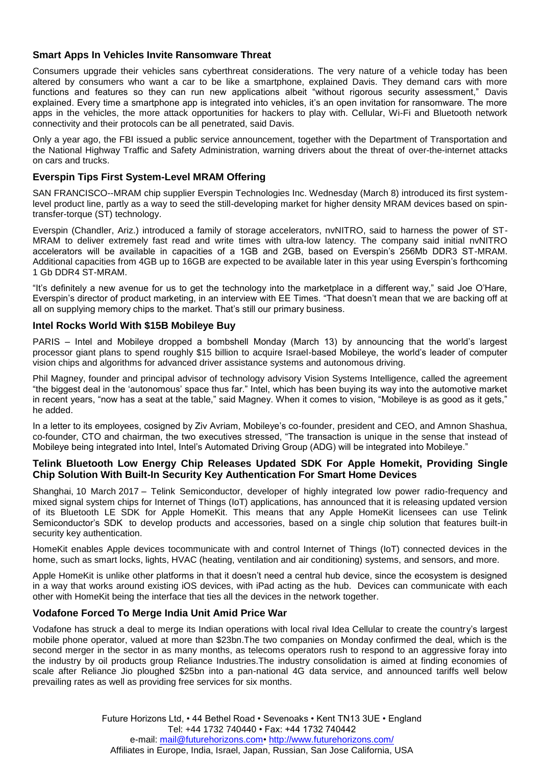### Smart Apps In Vehicles Invite Ransomware Threat

Consumers upgrade their vehicles sans cyberthreat considerations. The very nature of a vehicle today has been altered by consumers who want a car to be like a smartphone, explained Davis. They demand cars with more functions and features so they can run new applications albeit "without rigorous security assessment," Davis explained. Every time a smartphone app is integrated into vehicles, it's an open invitation for ransomware. The more apps in the vehicles, the more attack opportunities for hackers to play with. Cellular, Wi-Fi and Bluetooth network connectivity and their protocols can be all penetrated, said Davis.

Only a year ago, the FBI issued a public service announcement, together with the Department of Transportation and the National Highway Traffic and Safety Administration, warning drivers about the threat of over-the-internet attacks on cars and trucks.

### Everspin Tips First System-Level MRAM Offering

SAN FRANCISCO--MRAM chip supplier Everspin Technologies Inc. Wednesday (March 8) introduced its first system-level product line, partly as a way to seed the still-developing market for higher density MRAM devices based on spin-transfer-torque (ST) technology.

Everspin (Chandler, Ariz.) introduced a family of storage accelerators, nvNITRO, said to harness the power of ST-MRAM to deliver extremely fast read and write times with ultra-low latency. The company said initial nvNITRO accelerators will be available in capacities of a 1GB and 2GB, based on Everspin's 256Mb DDR3 ST-MRAM. Additional capacities from 4GB up to 16GB are expected to be available later in this year using Everspin's forthcoming 1 Gb DDR4 ST-MRAM.

"It's definitely a new avenue for us to get the technology into the marketplace in a different way," said Joe O'Hare, Everspin's director of product marketing, in an interview with EE Times. "That doesn't mean that we are backing off at all on supplying memory chips to the market. That's still our primary business.

### Intel Rocks World With $15B Mobileye Buy

PARIS – Intel and Mobileye dropped a bombshell Monday (March 13) by announcing that the world's largest processor giant plans to spend roughly $15 billion to acquire Israel-based Mobileye, the world's leader of computer vision chips and algorithms for advanced driver assistance systems and autonomous driving.

Phil Magney, founder and principal advisor of technology advisory Vision Systems Intelligence, called the agreement "the biggest deal in the 'autonomous' space thus far." Intel, which has been buying its way into the automotive market in recent years, "now has a seat at the table," said Magney. When it comes to vision, "Mobileye is as good as it gets," he added.

In a letter to its employees, cosigned by Ziv Avriam, Mobileye's co-founder, president and CEO, and Amnon Shashua, co-founder, CTO and chairman, the two executives stressed, "The transaction is unique in the sense that instead of Mobileye being integrated into Intel, Intel's Automated Driving Group (ADG) will be integrated into Mobileye."

### Telink Bluetooth Low Energy Chip Releases Updated SDK For Apple Homekit, Providing Single Chip Solution With Built-In Security Key Authentication For Smart Home Devices

Shanghai, 10 March 2017 – Telink Semiconductor, developer of highly integrated low power radio-frequency and mixed signal system chips for Internet of Things (IoT) applications, has announced that it is releasing updated version of its Bluetooth LE SDK for Apple HomeKit. This means that any Apple HomeKit licensees can use Telink Semiconductor's SDK to develop products and accessories, based on a single chip solution that features built-in security key authentication.

HomeKit enables Apple devices tocommunicate with and control Internet of Things (IoT) connected devices in the home, such as smart locks, lights, HVAC (heating, ventilation and air conditioning) systems, and sensors, and more.

Apple HomeKit is unlike other platforms in that it doesn't need a central hub device, since the ecosystem is designed in a way that works around existing iOS devices, with iPad acting as the hub. Devices can communicate with each other with HomeKit being the interface that ties all the devices in the network together.

### Vodafone Forced To Merge India Unit Amid Price War

Vodafone has struck a deal to merge its Indian operations with local rival Idea Cellular to create the country's largest mobile phone operator, valued at more than $23bn.The two companies on Monday confirmed the deal, which is the second merger in the sector in as many months, as telecoms operators rush to respond to an aggressive foray into the industry by oil products group Reliance Industries.The industry consolidation is aimed at finding economies of scale after Reliance Jio ploughed $25bn into a pan-national 4G data service, and announced tariffs well below prevailing rates as well as providing free services for six months.

Future Horizons Ltd, • 44 Bethel Road • Sevenoaks • Kent TN13 3UE • England
Tel: +44 1732 740440 • Fax: +44 1732 740442
e-mail: mail@futurehorizons.com• http://www.futurehorizons.com/
Affiliates in Europe, India, Israel, Japan, Russian, San Jose California, USA